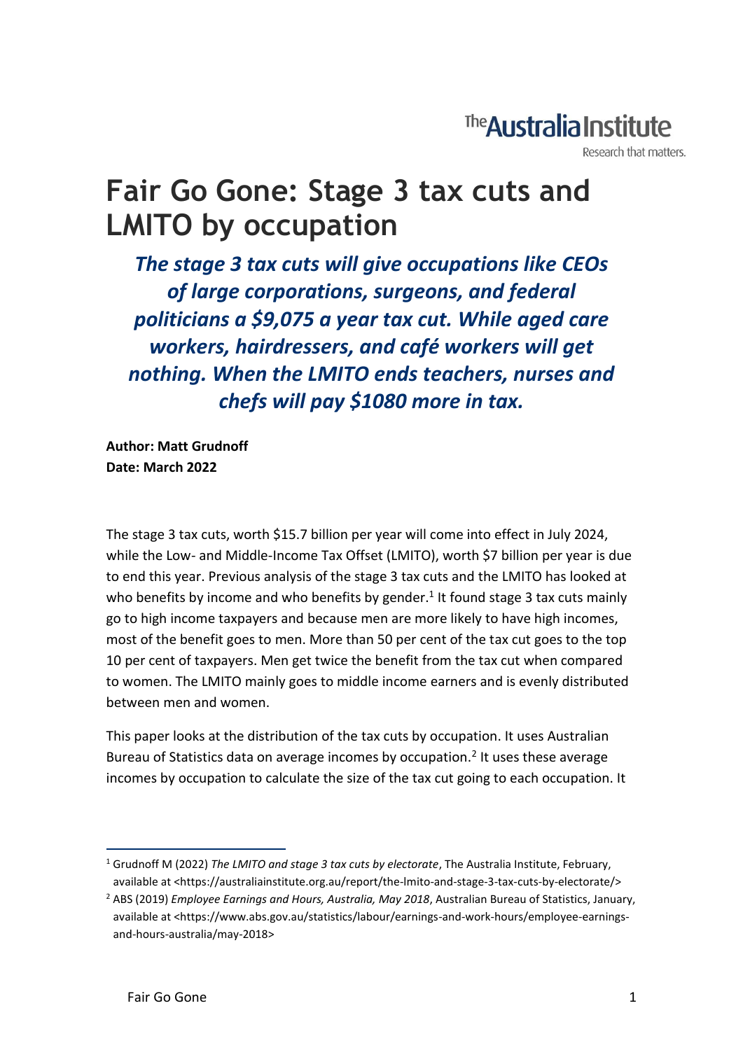The Australia Institute
Research that matters.

# Fair Go Gone: Stage 3 tax cuts and LMITO by occupation

***The stage 3 tax cuts will give occupations like CEOs of large corporations, surgeons, and federal politicians a $9,075 a year tax cut. While aged care workers, hairdressers, and café workers will get nothing. When the LMITO ends teachers, nurses and chefs will pay $1080 more in tax.***

**Author: Matt Grudnoff**
**Date: March 2022**

The stage 3 tax cuts, worth $15.7 billion per year will come into effect in July 2024, while the Low- and Middle-Income Tax Offset (LMITO), worth $7 billion per year is due to end this year. Previous analysis of the stage 3 tax cuts and the LMITO has looked at who benefits by income and who benefits by gender.[1] It found stage 3 tax cuts mainly go to high income taxpayers and because men are more likely to have high incomes, most of the benefit goes to men. More than 50 per cent of the tax cut goes to the top 10 per cent of taxpayers. Men get twice the benefit from the tax cut when compared to women. The LMITO mainly goes to middle income earners and is evenly distributed between men and women.

This paper looks at the distribution of the tax cuts by occupation. It uses Australian Bureau of Statistics data on average incomes by occupation.[2] It uses these average incomes by occupation to calculate the size of the tax cut going to each occupation. It

[1] Grudnoff M (2022) *The LMITO and stage 3 tax cuts by electorate*, The Australia Institute, February, available at <https://australiainstitute.org.au/report/the-lmito-and-stage-3-tax-cuts-by-electorate/>

[2] ABS (2019) *Employee Earnings and Hours, Australia, May 2018*, Australian Bureau of Statistics, January, available at <https://www.abs.gov.au/statistics/labour/earnings-and-work-hours/employee-earnings-and-hours-australia/may-2018>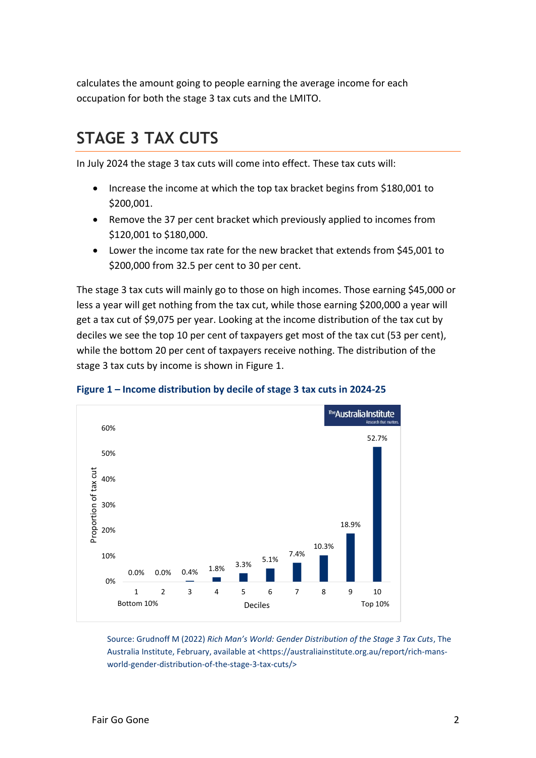calculates the amount going to people earning the average income for each occupation for both the stage 3 tax cuts and the LMITO.

## STAGE 3 TAX CUTS

In July 2024 the stage 3 tax cuts will come into effect. These tax cuts will:

- Increase the income at which the top tax bracket begins from $180,001 to $200,001.
- Remove the 37 per cent bracket which previously applied to incomes from $120,001 to $180,000.
- Lower the income tax rate for the new bracket that extends from $45,001 to $200,000 from 32.5 per cent to 30 per cent.

The stage 3 tax cuts will mainly go to those on high incomes. Those earning $45,000 or less a year will get nothing from the tax cut, while those earning $200,000 a year will get a tax cut of $9,075 per year. Looking at the income distribution of the tax cut by deciles we see the top 10 per cent of taxpayers get most of the tax cut (53 per cent), while the bottom 20 per cent of taxpayers receive nothing. The distribution of the stage 3 tax cuts by income is shown in Figure 1.

**Figure 1 – Income distribution by decile of stage 3 tax cuts in 2024-25**

| Decile | Proportion of tax cut |
|---|---|
| 1 (Bottom 10%) | 0.0% |
| 2 | 0.0% |
| 3 | 0.4% |
| 4 | 1.8% |
| 5 | 3.3% |
| 6 | 5.1% |
| 7 | 7.4% |
| 8 | 10.3% |
| 9 | 18.9% |
| 10 (Top 10%) | 52.7% |

Source: Grudnoff M (2022) *Rich Man's World: Gender Distribution of the Stage 3 Tax Cuts*, The Australia Institute, February, available at <https://australiainstitute.org.au/report/rich-mans-world-gender-distribution-of-the-stage-3-tax-cuts/>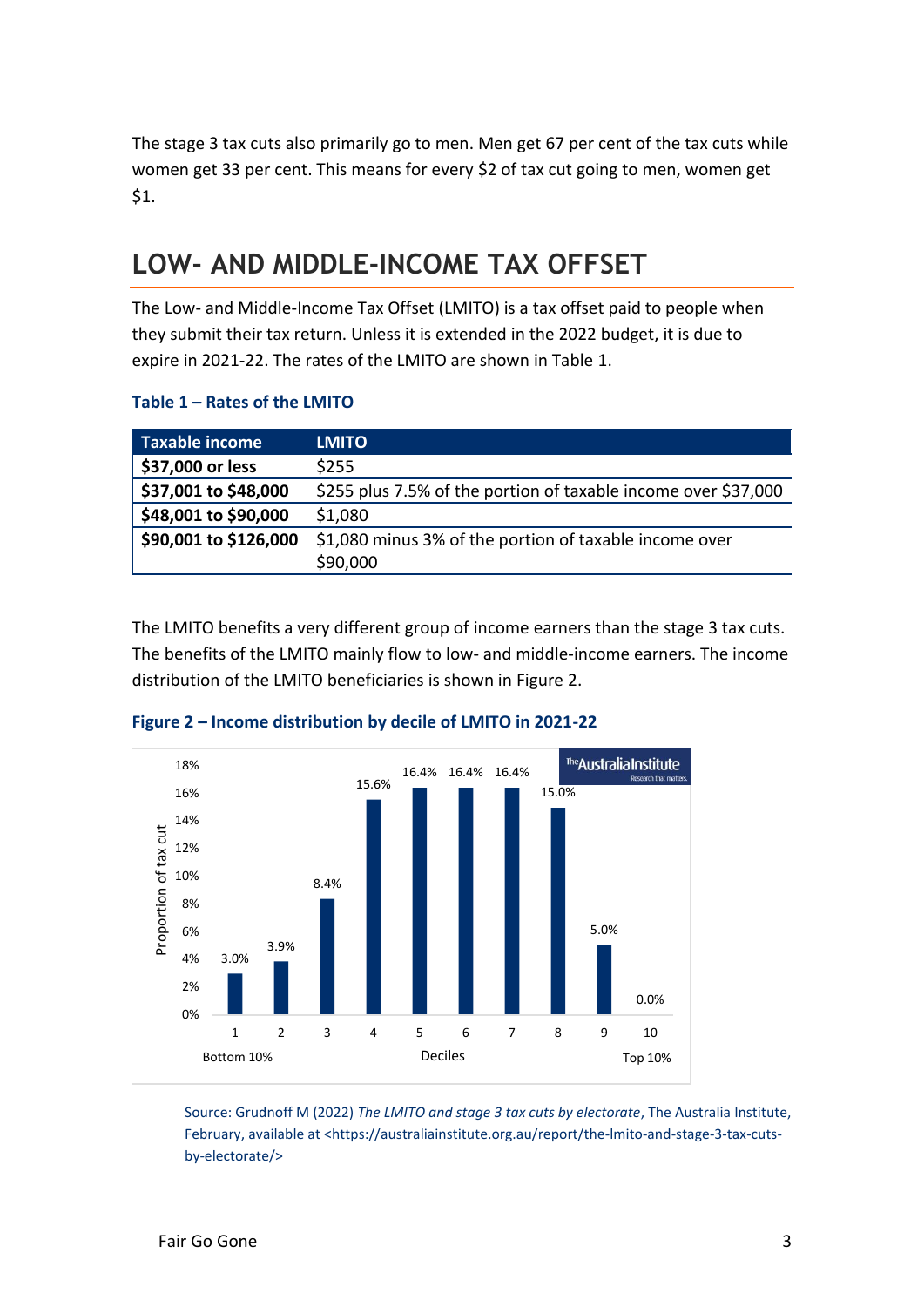The stage 3 tax cuts also primarily go to men. Men get 67 per cent of the tax cuts while women get 33 per cent. This means for every $2 of tax cut going to men, women get $1.

## LOW- AND MIDDLE-INCOME TAX OFFSET

The Low- and Middle-Income Tax Offset (LMITO) is a tax offset paid to people when they submit their tax return. Unless it is extended in the 2022 budget, it is due to expire in 2021-22. The rates of the LMITO are shown in Table 1.

**Table 1 – Rates of the LMITO**

| Taxable income | LMITO |
|---|---|
| **$37,000 or less** | $255 |
| **$37,001 to $48,000** | $255 plus 7.5% of the portion of taxable income over $37,000 |
| **$48,001 to $90,000** | $1,080 |
| **$90,001 to $126,000** | $1,080 minus 3% of the portion of taxable income over $90,000 |

The LMITO benefits a very different group of income earners than the stage 3 tax cuts. The benefits of the LMITO mainly flow to low- and middle-income earners. The income distribution of the LMITO beneficiaries is shown in Figure 2.

**Figure 2 – Income distribution by decile of LMITO in 2021-22**

Source: Grudnoff M (2022) *The LMITO and stage 3 tax cuts by electorate*, The Australia Institute, February, available at <https://australiainstitute.org.au/report/the-lmito-and-stage-3-tax-cuts-by-electorate/>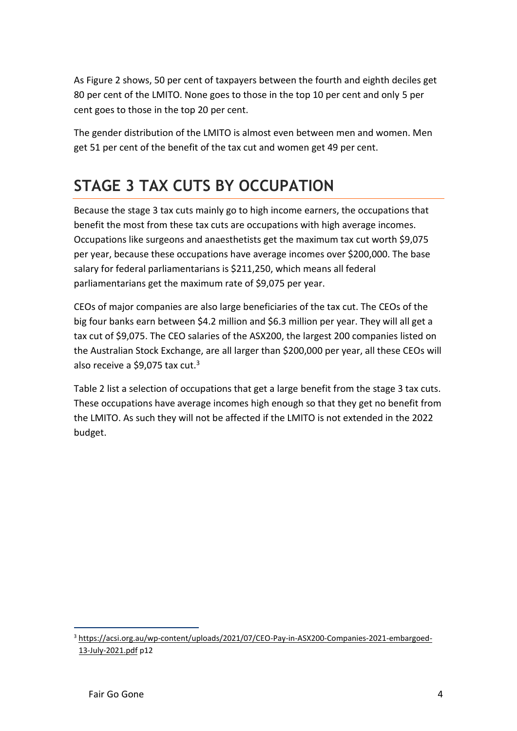As Figure 2 shows, 50 per cent of taxpayers between the fourth and eighth deciles get 80 per cent of the LMITO. None goes to those in the top 10 per cent and only 5 per cent goes to those in the top 20 per cent.

The gender distribution of the LMITO is almost even between men and women. Men get 51 per cent of the benefit of the tax cut and women get 49 per cent.

# STAGE 3 TAX CUTS BY OCCUPATION

Because the stage 3 tax cuts mainly go to high income earners, the occupations that benefit the most from these tax cuts are occupations with high average incomes. Occupations like surgeons and anaesthetists get the maximum tax cut worth $9,075 per year, because these occupations have average incomes over $200,000. The base salary for federal parliamentarians is $211,250, which means all federal parliamentarians get the maximum rate of $9,075 per year.

CEOs of major companies are also large beneficiaries of the tax cut. The CEOs of the big four banks earn between $4.2 million and $6.3 million per year. They will all get a tax cut of $9,075. The CEO salaries of the ASX200, the largest 200 companies listed on the Australian Stock Exchange, are all larger than $200,000 per year, all these CEOs will also receive a $9,075 tax cut.[3]

Table 2 list a selection of occupations that get a large benefit from the stage 3 tax cuts. These occupations have average incomes high enough so that they get no benefit from the LMITO. As such they will not be affected if the LMITO is not extended in the 2022 budget.

---

[3] https://acsi.org.au/wp-content/uploads/2021/07/CEO-Pay-in-ASX200-Companies-2021-embargoed-13-July-2021.pdf p12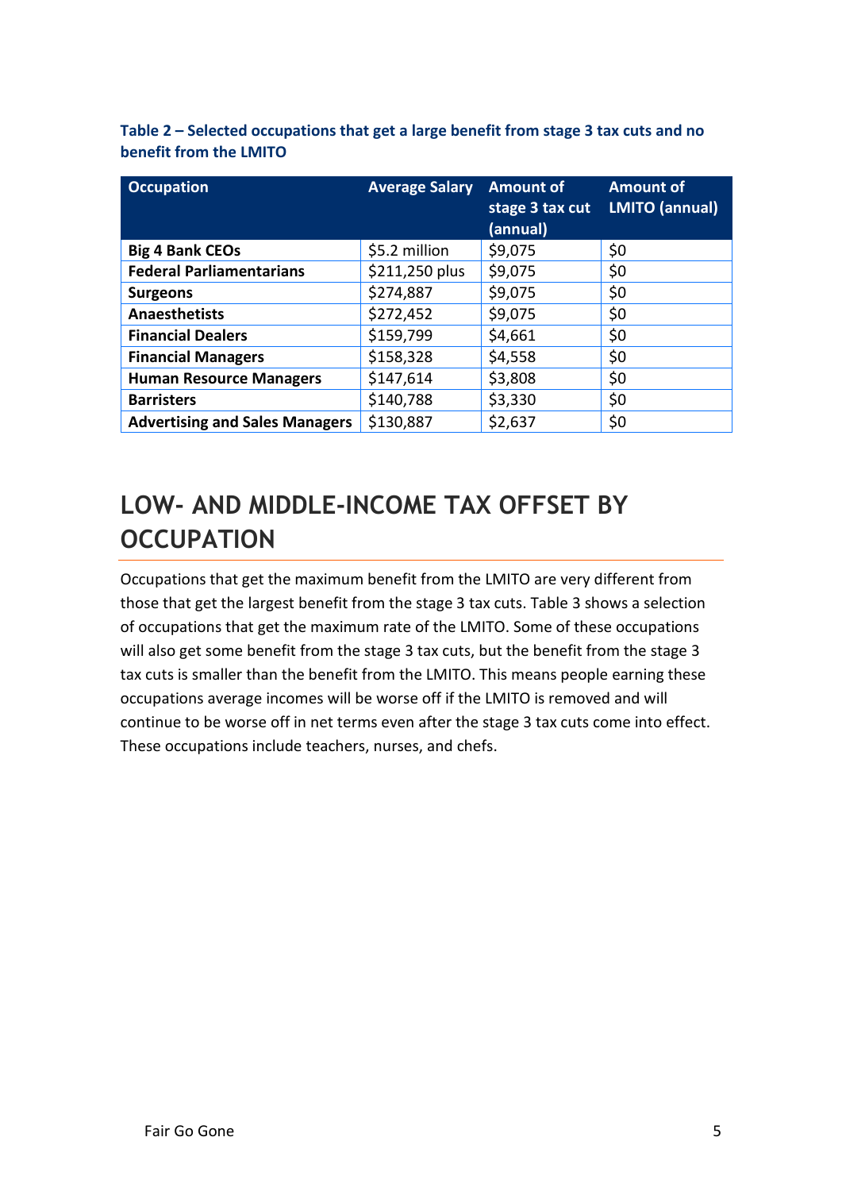**Table 2 – Selected occupations that get a large benefit from stage 3 tax cuts and no benefit from the LMITO**

| Occupation | Average Salary | Amount of stage 3 tax cut (annual) | Amount of LMITO (annual) |
|---|---|---|---|
| **Big 4 Bank CEOs** | $5.2 million | $9,075 | $0 |
| **Federal Parliamentarians** | $211,250 plus | $9,075 | $0 |
| **Surgeons** | $274,887 | $9,075 | $0 |
| **Anaesthetists** | $272,452 | $9,075 | $0 |
| **Financial Dealers** | $159,799 | $4,661 | $0 |
| **Financial Managers** | $158,328 | $4,558 | $0 |
| **Human Resource Managers** | $147,614 | $3,808 | $0 |
| **Barristers** | $140,788 | $3,330 | $0 |
| **Advertising and Sales Managers** | $130,887 | $2,637 | $0 |

## LOW- AND MIDDLE-INCOME TAX OFFSET BY OCCUPATION

Occupations that get the maximum benefit from the LMITO are very different from those that get the largest benefit from the stage 3 tax cuts. Table 3 shows a selection of occupations that get the maximum rate of the LMITO. Some of these occupations will also get some benefit from the stage 3 tax cuts, but the benefit from the stage 3 tax cuts is smaller than the benefit from the LMITO. This means people earning these occupations average incomes will be worse off if the LMITO is removed and will continue to be worse off in net terms even after the stage 3 tax cuts come into effect. These occupations include teachers, nurses, and chefs.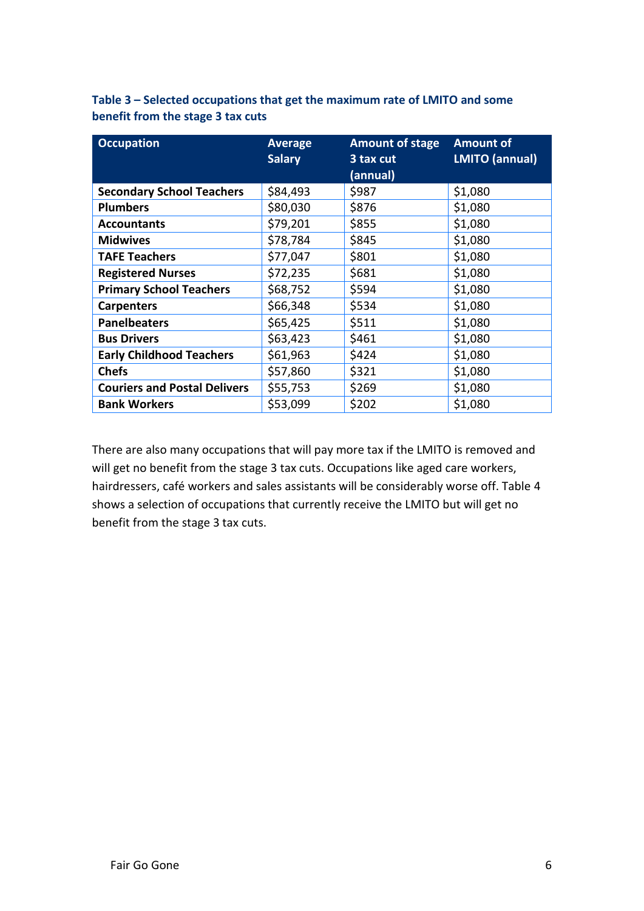**Table 3 – Selected occupations that get the maximum rate of LMITO and some benefit from the stage 3 tax cuts**

| Occupation | Average Salary | Amount of stage 3 tax cut (annual) | Amount of LMITO (annual) |
|---|---|---|---|
| **Secondary School Teachers** | $84,493 | $987 | $1,080 |
| **Plumbers** | $80,030 | $876 | $1,080 |
| **Accountants** | $79,201 | $855 | $1,080 |
| **Midwives** | $78,784 | $845 | $1,080 |
| **TAFE Teachers** | $77,047 | $801 | $1,080 |
| **Registered Nurses** | $72,235 | $681 | $1,080 |
| **Primary School Teachers** | $68,752 | $594 | $1,080 |
| **Carpenters** | $66,348 | $534 | $1,080 |
| **Panelbeaters** | $65,425 | $511 | $1,080 |
| **Bus Drivers** | $63,423 | $461 | $1,080 |
| **Early Childhood Teachers** | $61,963 | $424 | $1,080 |
| **Chefs** | $57,860 | $321 | $1,080 |
| **Couriers and Postal Delivers** | $55,753 | $269 | $1,080 |
| **Bank Workers** | $53,099 | $202 | $1,080 |

There are also many occupations that will pay more tax if the LMITO is removed and will get no benefit from the stage 3 tax cuts. Occupations like aged care workers, hairdressers, café workers and sales assistants will be considerably worse off. Table 4 shows a selection of occupations that currently receive the LMITO but will get no benefit from the stage 3 tax cuts.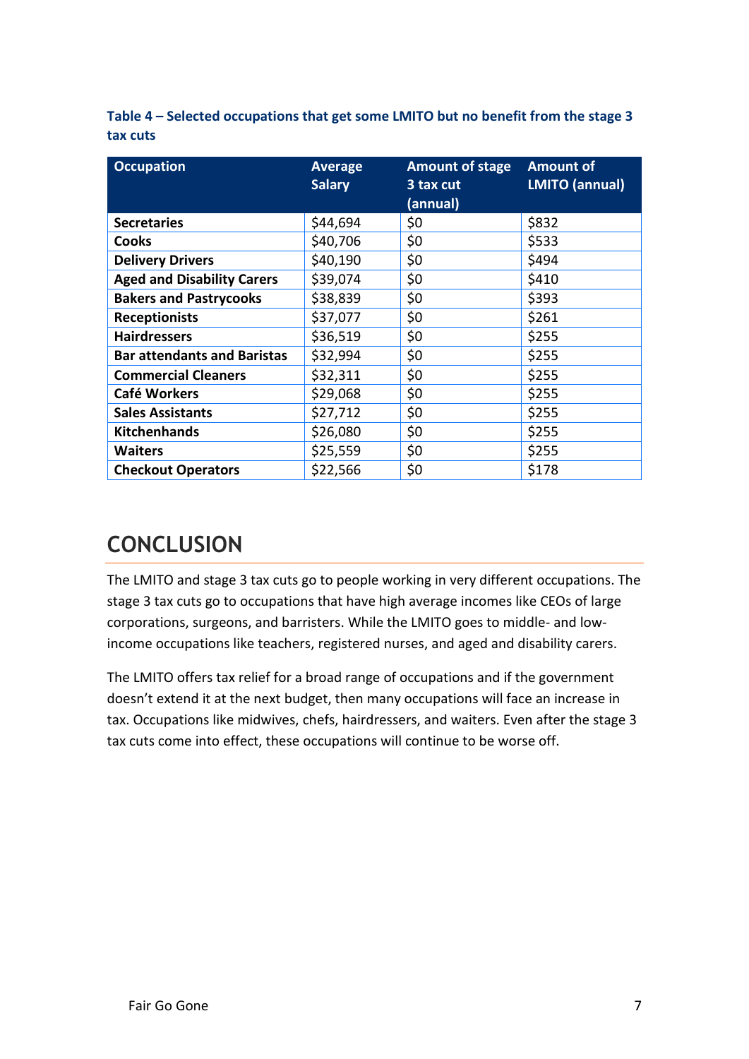**Table 4 – Selected occupations that get some LMITO but no benefit from the stage 3 tax cuts**

| Occupation | Average Salary | Amount of stage 3 tax cut (annual) | Amount of LMITO (annual) |
|---|---|---|---|
| Secretaries | $44,694 | $0 | $832 |
| Cooks | $40,706 | $0 | $533 |
| Delivery Drivers | $40,190 | $0 | $494 |
| Aged and Disability Carers | $39,074 | $0 | $410 |
| Bakers and Pastrycooks | $38,839 | $0 | $393 |
| Receptionists | $37,077 | $0 | $261 |
| Hairdressers | $36,519 | $0 | $255 |
| Bar attendants and Baristas | $32,994 | $0 | $255 |
| Commercial Cleaners | $32,311 | $0 | $255 |
| Café Workers | $29,068 | $0 | $255 |
| Sales Assistants | $27,712 | $0 | $255 |
| Kitchenhands | $26,080 | $0 | $255 |
| Waiters | $25,559 | $0 | $255 |
| Checkout Operators | $22,566 | $0 | $178 |

# CONCLUSION

The LMITO and stage 3 tax cuts go to people working in very different occupations. The stage 3 tax cuts go to occupations that have high average incomes like CEOs of large corporations, surgeons, and barristers. While the LMITO goes to middle- and low-income occupations like teachers, registered nurses, and aged and disability carers.

The LMITO offers tax relief for a broad range of occupations and if the government doesn't extend it at the next budget, then many occupations will face an increase in tax. Occupations like midwives, chefs, hairdressers, and waiters. Even after the stage 3 tax cuts come into effect, these occupations will continue to be worse off.